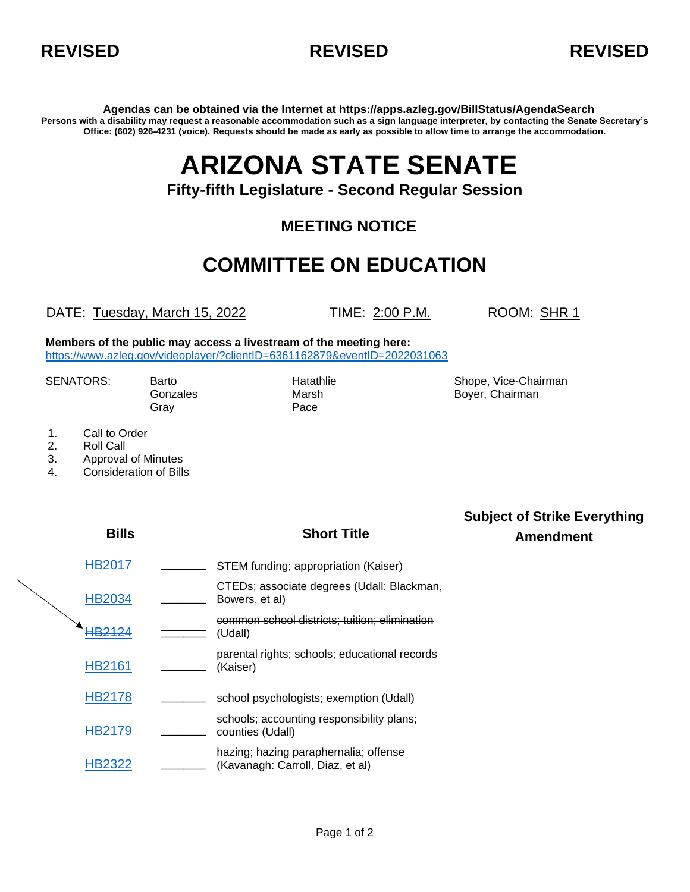**REVISED** **REVISED** **REVISED**

**Agendas can be obtained via the Internet at https://apps.azleg.gov/BillStatus/AgendaSearch**

**Persons with a disability may request a reasonable accommodation such as a sign language interpreter, by contacting the Senate Secretary's Office: (602) 926-4231 (voice). Requests should be made as early as possible to allow time to arrange the accommodation.**

# ARIZONA STATE SENATE

### Fifty-fifth Legislature - Second Regular Session

## MEETING NOTICE

## COMMITTEE ON EDUCATION

DATE: Tuesday, March 15, 2022 TIME: 2:00 P.M. ROOM: SHR 1

**Members of the public may access a livestream of the meeting here:**
https://www.azleg.gov/videoplayer/?clientID=6361162879&eventID=2022031063

| SENATORS: | | | |
|---|---|---|---|
| | Barto | Hatathlie | Shope, Vice-Chairman |
| | Gonzales | Marsh | Boyer, Chairman |
| | Gray | Pace | |

1. Call to Order
2. Roll Call
3. Approval of Minutes
4. Consideration of Bills

| Bills | | Short Title | Subject of Strike Everything Amendment |
|---|---|---|---|
| HB2017 | _______ | STEM funding; appropriation (Kaiser) | |
| HB2034 | _______ | CTEDs; associate degrees (Udall: Blackman, Bowers, et al) | |
| ~~HB2124~~ | _______ | ~~common school districts; tuition; elimination (Udall)~~ | |
| HB2161 | _______ | parental rights; schools; educational records (Kaiser) | |
| HB2178 | _______ | school psychologists; exemption (Udall) | |
| HB2179 | _______ | schools; accounting responsibility plans; counties (Udall) | |
| HB2322 | _______ | hazing; hazing paraphernalia; offense (Kavanagh: Carroll, Diaz, et al) | |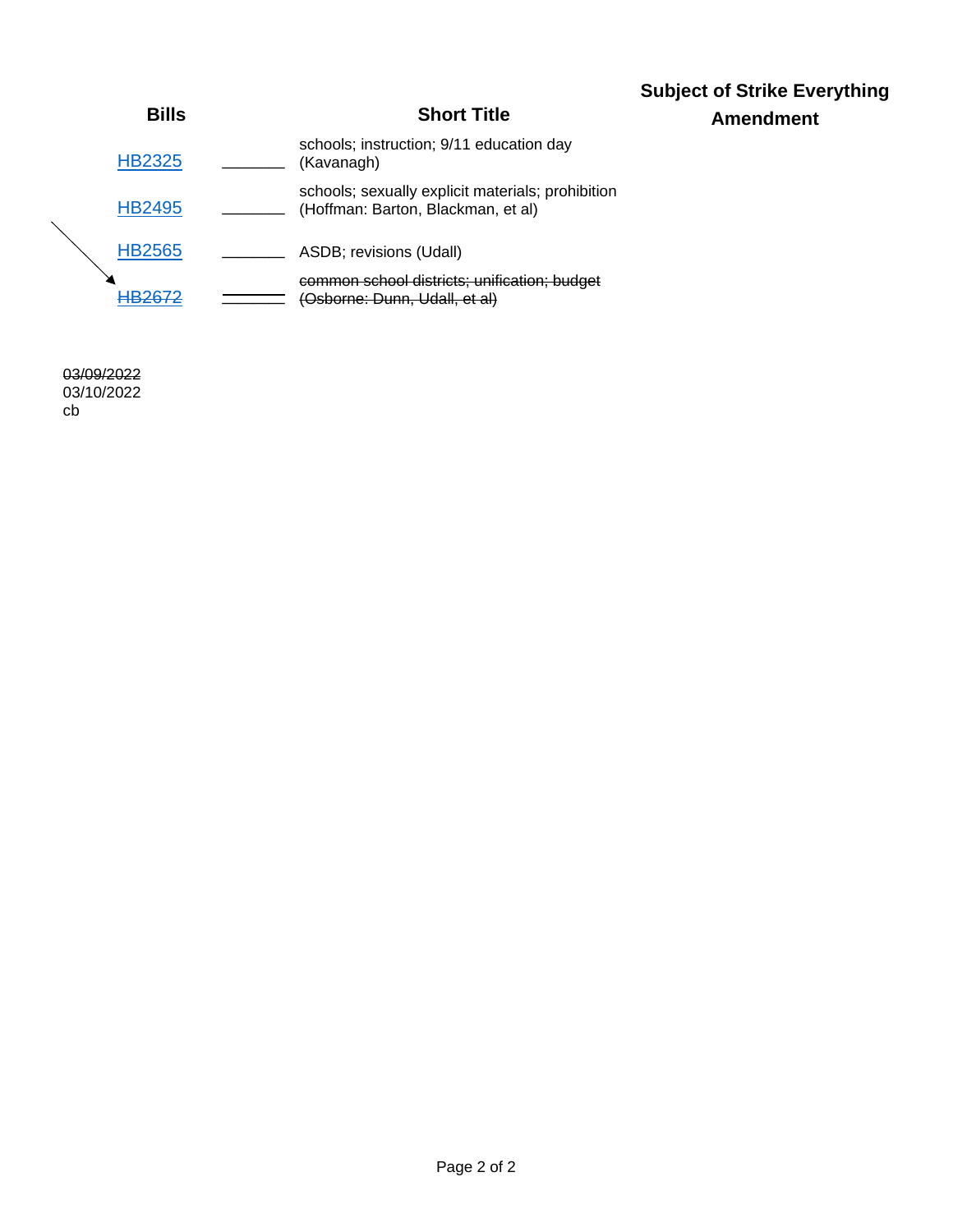| Bills | | Short Title | Subject of Strike Everything Amendment |
| --- | --- | --- | --- |
| HB2325 | _______ | schools; instruction; 9/11 education day (Kavanagh) | |
| HB2495 | _______ | schools; sexually explicit materials; prohibition (Hoffman: Barton, Blackman, et al) | |
| HB2565 | _______ | ASDB; revisions (Udall) | |
| ~~HB2672~~ | _______ | ~~common school districts; unification; budget (Osborne: Dunn, Udall, et al)~~ | |

~~03/09/2022~~
03/10/2022
cb